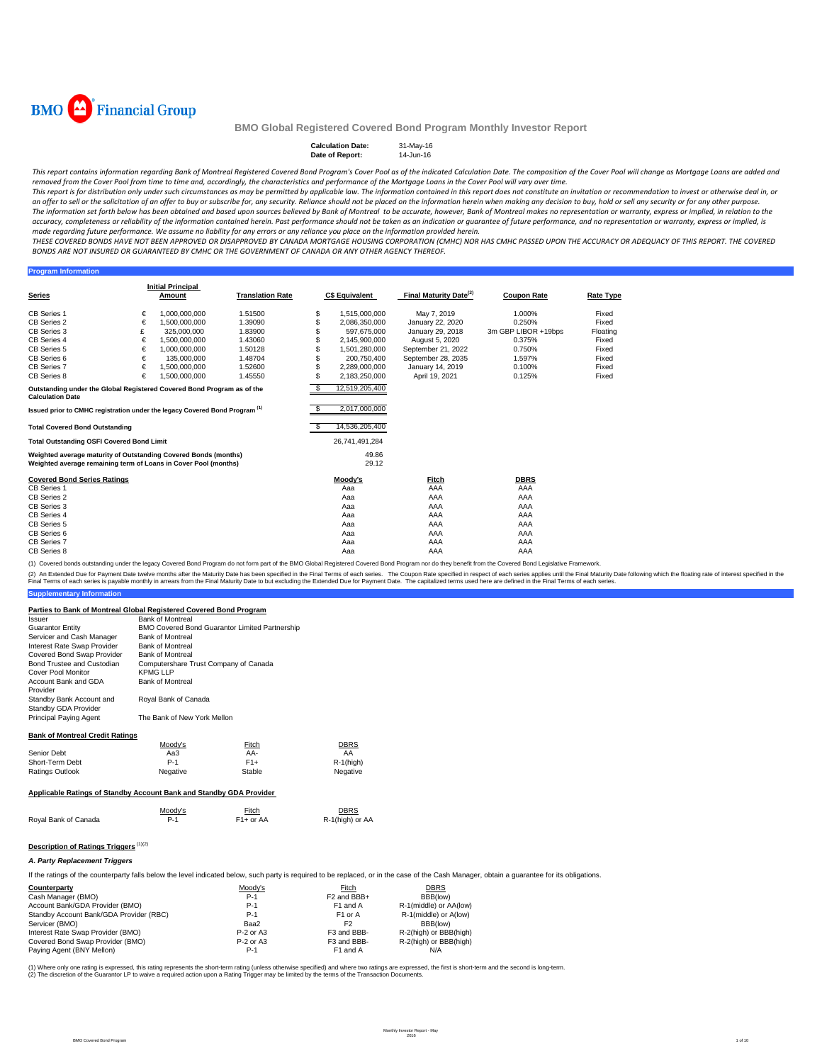BMO Financial Group

# BMO Global Registered Covered Bond Program Monthly Investor Report

**Calculation Date:** 31-May-16
**Date of Report:** 14-Jun-16

*This report contains information regarding Bank of Montreal Registered Covered Bond Program's Cover Pool as of the indicated Calculation Date. The composition of the Cover Pool will change as Mortgage Loans are added and removed from the Cover Pool from time to time and, accordingly, the characteristics and performance of the Mortgage Loans in the Cover Pool will vary over time.*

*This report is for distribution only under such circumstances as may be permitted by applicable law. The information contained in this report does not constitute an invitation or recommendation to invest or otherwise deal in, or an offer to sell or the solicitation of an offer to buy or subscribe for, any security. Reliance should not be placed on the information herein when making any decision to buy, hold or sell any security or for any other purpose.*

*The information set forth below has been obtained and based upon sources believed by Bank of Montreal to be accurate, however, Bank of Montreal makes no representation or warranty, express or implied, in relation to the accuracy, completeness or reliability of the information contained herein. Past performance should not be taken as an indication or guarantee of future performance, and no representation or warranty, express or implied, is made regarding future performance. We assume no liability for any errors or any reliance you place on the information provided herein.*

*THESE COVERED BONDS HAVE NOT BEEN APPROVED OR DISAPPROVED BY CANADA MORTGAGE HOUSING CORPORATION (CMHC) NOR HAS CMHC PASSED UPON THE ACCURACY OR ADEQUACY OF THIS REPORT. THE COVERED BONDS ARE NOT INSURED OR GUARANTEED BY CMHC OR THE GOVERNMENT OF CANADA OR ANY OTHER AGENCY THEREOF.*

## Program Information

| Series | | Initial Principal Amount | Translation Rate | C$ Equivalent | Final Maturity Date[(2)] | Coupon Rate | Rate Type |
|---|---|---|---|---|---|---|---|
| CB Series 1 | € | 1,000,000,000 | 1.51500 | $ 1,515,000,000 | May 7, 2019 | 1.000% | Fixed |
| CB Series 2 | € | 1,500,000,000 | 1.39090 | $ 2,086,350,000 | January 22, 2020 | 0.250% | Fixed |
| CB Series 3 | £ | 325,000,000 | 1.83900 | $ 597,675,000 | January 29, 2018 | 3m GBP LIBOR +19bps | Floating |
| CB Series 4 | € | 1,500,000,000 | 1.43060 | $ 2,145,900,000 | August 5, 2020 | 0.375% | Fixed |
| CB Series 5 | € | 1,000,000,000 | 1.50128 | $ 1,501,280,000 | September 21, 2022 | 0.750% | Fixed |
| CB Series 6 | € | 135,000,000 | 1.48704 | $ 200,750,400 | September 28, 2035 | 1.597% | Fixed |
| CB Series 7 | € | 1,500,000,000 | 1.52600 | $ 2,289,000,000 | January 14, 2019 | 0.100% | Fixed |
| CB Series 8 | € | 1,500,000,000 | 1.45550 | $ 2,183,250,000 | April 19, 2021 | 0.125% | Fixed |

| | |
|---|---|
| Outstanding under the Global Registered Covered Bond Program as of the Calculation Date | $ 12,519,205,400 |
| Issued prior to CMHC registration under the legacy Covered Bond Program [(1)] | $ 2,017,000,000 |
| Total Covered Bond Outstanding | $ 14,536,205,400 |
| Total Outstanding OSFI Covered Bond Limit | 26,741,491,284 |
| Weighted average maturity of Outstanding Covered Bonds (months) | 49.86 |
| Weighted average remaining term of Loans in Cover Pool (months) | 29.12 |

| Covered Bond Series Ratings | Moody's | Fitch | DBRS |
|---|---|---|---|
| CB Series 1 | Aaa | AAA | AAA |
| CB Series 2 | Aaa | AAA | AAA |
| CB Series 3 | Aaa | AAA | AAA |
| CB Series 4 | Aaa | AAA | AAA |
| CB Series 5 | Aaa | AAA | AAA |
| CB Series 6 | Aaa | AAA | AAA |
| CB Series 7 | Aaa | AAA | AAA |
| CB Series 8 | Aaa | AAA | AAA |

(1) Covered bonds outstanding under the legacy Covered Bond Program do not form part of the BMO Global Registered Covered Bond Program nor do they benefit from the Covered Bond Legislative Framework.

(2) An Extended Due for Payment Date twelve months after the Maturity Date has been specified in the Final Terms of each series. The Coupon Rate specified in respect of each series applies until the Final Maturity Date following which the floating rate of interest specified in the Final Terms of each series is payable monthly in arrears from the Final Maturity Date to but excluding the Extended Due for Payment Date. The capitalized terms used here are defined in the Final Terms of each series.

## Supplementary Information

### Parties to Bank of Montreal Global Registered Covered Bond Program

| | |
|---|---|
| Issuer | Bank of Montreal |
| Guarantor Entity | BMO Covered Bond Guarantor Limited Partnership |
| Servicer and Cash Manager | Bank of Montreal |
| Interest Rate Swap Provider | Bank of Montreal |
| Covered Bond Swap Provider | Bank of Montreal |
| Bond Trustee and Custodian | Computershare Trust Company of Canada |
| Cover Pool Monitor | KPMG LLP |
| Account Bank and GDA Provider | Bank of Montreal |
| Standby Bank Account and Standby GDA Provider | Royal Bank of Canada |
| Principal Paying Agent | The Bank of New York Mellon |

### Bank of Montreal Credit Ratings

| | Moody's | Fitch | DBRS |
|---|---|---|---|
| Senior Debt | Aa3 | AA- | AA |
| Short-Term Debt | P-1 | F1+ | R-1(high) |
| Ratings Outlook | Negative | Stable | Negative |

### Applicable Ratings of Standby Account Bank and Standby GDA Provider

| | Moody's | Fitch | DBRS |
|---|---|---|---|
| Royal Bank of Canada | P-1 | F1+ or AA | R-1(high) or AA |

### Description of Ratings Triggers [(1)(2)]

#### *A. Party Replacement Triggers*

If the ratings of the counterparty falls below the level indicated below, such party is required to be replaced, or in the case of the Cash Manager, obtain a guarantee for its obligations.

| Counterparty | Moody's | Fitch | DBRS |
|---|---|---|---|
| Cash Manager (BMO) | P-1 | F2 and BBB+ | BBB(low) |
| Account Bank/GDA Provider (BMO) | P-1 | F1 and A | R-1(middle) or AA(low) |
| Standby Account Bank/GDA Provider (RBC) | P-1 | F1 or A | R-1(middle) or A(low) |
| Servicer (BMO) | Baa2 | F2 | BBB(low) |
| Interest Rate Swap Provider (BMO) | P-2 or A3 | F3 and BBB- | R-2(high) or BBB(high) |
| Covered Bond Swap Provider (BMO) | P-2 or A3 | F3 and BBB- | R-2(high) or BBB(high) |
| Paying Agent (BNY Mellon) | P-1 | F1 and A | N/A |

(1) Where only one rating is expressed, this rating represents the short-term rating (unless otherwise specified) and where two ratings are expressed, the first is short-term and the second is long-term.
(2) The discretion of the Guarantor LP to waive a required action upon a Rating Trigger may be limited by the terms of the Transaction Documents.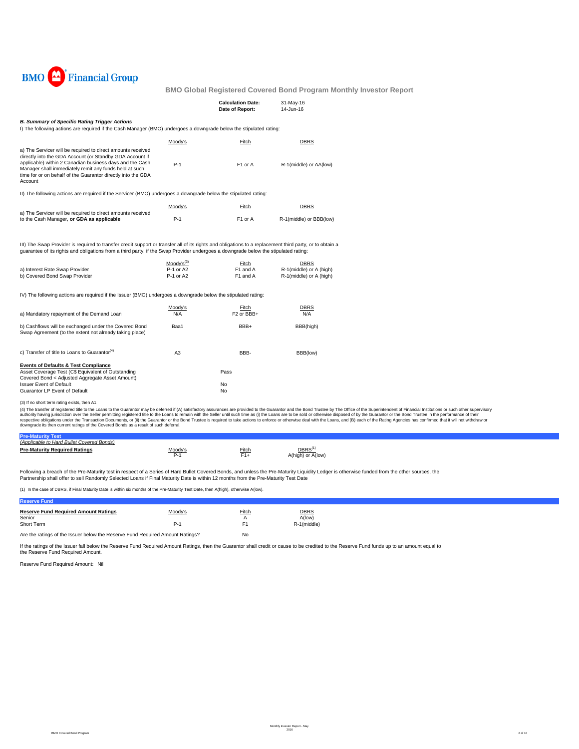## BMO Global Registered Covered Bond Program Monthly Investor Report

| | |
|---|---|
| **Calculation Date:** | 31-May-16 |
| **Date of Report:** | 14-Jun-16 |

### *B. Summary of Specific Rating Trigger Actions*

I) The following actions are required if the Cash Manager (BMO) undergoes a downgrade below the stipulated rating:

| | Moody's | Fitch | DBRS |
|---|---|---|---|
| a) The Servicer will be required to direct amounts received directly into the GDA Account (or Standby GDA Account if applicable) within 2 Canadian business days and the Cash Manager shall immediately remit any funds held at such time for or on behalf of the Guarantor directly into the GDA Account | P-1 | F1 or A | R-1(middle) or AA(low) |

II) The following actions are required if the Servicer (BMO) undergoes a downgrade below the stipulated rating:

| | Moody's | Fitch | DBRS |
|---|---|---|---|
| a) The Servicer will be required to direct amounts received to the Cash Manager, **or GDA as applicable** | P-1 | F1 or A | R-1(middle) or BBB(low) |

III) The Swap Provider is required to transfer credit support or transfer all of its rights and obligations to a replacement third party, or to obtain a guarantee of its rights and obligations from a third party, if the Swap Provider undergoes a downgrade below the stipulated rating:

| | Moody's[3] | Fitch | DBRS |
|---|---|---|---|
| a) Interest Rate Swap Provider | P-1 or A2 | F1 and A | R-1(middle) or A (high) |
| b) Covered Bond Swap Provider | P-1 or A2 | F1 and A | R-1(middle) or A (high) |

IV) The following actions are required if the Issuer (BMO) undergoes a downgrade below the stipulated rating:

| | Moody's | Fitch | DBRS |
|---|---|---|---|
| a) Mandatory repayment of the Demand Loan | N/A | F2 or BBB+ | N/A |
| b) Cashflows will be exchanged under the Covered Bond Swap Agreement (to the extent not already taking place) | Baa1 | BBB+ | BBB(high) |
| c) Transfer of title to Loans to Guarantor[4] | A3 | BBB- | BBB(low) |

**Events of Defaults & Test Compliance**

| | |
|---|---|
| Asset Coverage Test (C$ Equivalent of Outstanding Covered Bond < Adjusted Aggregate Asset Amount) | Pass |
| Issuer Event of Default | No |
| Guarantor LP Event of Default | No |

(3) If no short term rating exists, then A1

(4) The transfer of registered title to the Loans to the Guarantor may be deferred if (A) satisfactory assurances are provided to the Guarantor and the Bond Trustee by The Office of the Superintendent of Financial Institutions or such other supervisory authority having jurisdiction over the Seller permitting registered title to the Loans to remain with the Seller until such time as (i) the Loans are to be sold or otherwise disposed of by the Guarantor or the Bond Trustee in the performance of their respective obligations under the Transaction Documents, or (ii) the Guarantor or the Bond Trustee is required to take actions to enforce or otherwise deal with the Loans, and (B) each of the Rating Agencies has confirmed that it will not withdraw or downgrade its then current ratings of the Covered Bonds as a result of such deferral.

### Pre-Maturity Test

*(Applicable to Hard Bullet Covered Bonds)*

| | Moody's | Fitch | DBRS[1] |
|---|---|---|---|
| **Pre-Maturity Required Ratings** | P-1 | F1+ | A(high) or A(low) |

Following a breach of the Pre-Maturity test in respect of a Series of Hard Bullet Covered Bonds, and unless the Pre-Maturity Liquidity Ledger is otherwise funded from the other sources, the Partnership shall offer to sell Randomly Selected Loans if Final Maturity Date is within 12 months from the Pre-Maturity Test Date

(1) In the case of DBRS, if Final Maturity Date is within six months of the Pre-Maturity Test Date, then A(high), otherwise A(low).

### Reserve Fund

| **Reserve Fund Required Amount Ratings** | Moody's | Fitch | DBRS |
|---|---|---|---|
| Senior | | A | A(low) |
| Short Term | P-1 | F1 | R-1(middle) |

Are the ratings of the Issuer below the Reserve Fund Required Amount Ratings? No

If the ratings of the Issuer fall below the Reserve Fund Required Amount Ratings, then the Guarantor shall credit or cause to be credited to the Reserve Fund funds up to an amount equal to the Reserve Fund Required Amount.

Reserve Fund Required Amount: Nil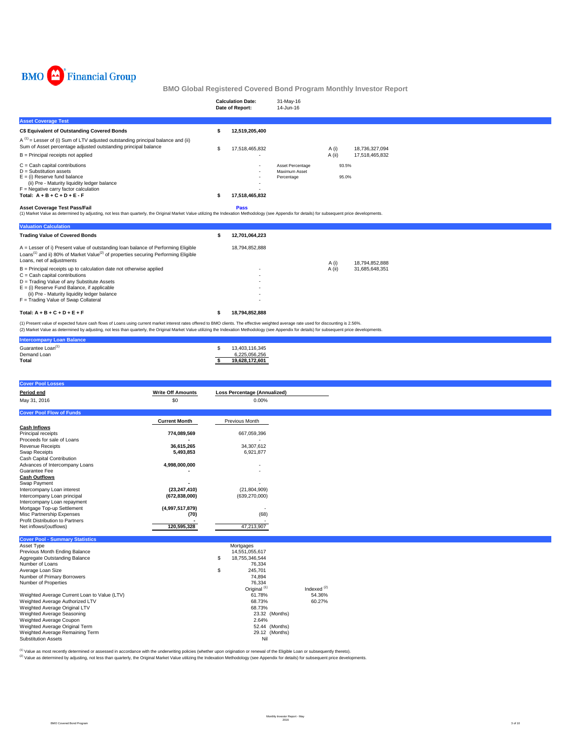BMO Financial Group

## BMO Global Registered Covered Bond Program Monthly Investor Report

| | |
|---|---|
| **Calculation Date:** | 31-May-16 |
| **Date of Report:** | 14-Jun-16 |

### Asset Coverage Test

| | | | | |
|---|---|---|---|---|
| **C$ Equivalent of Outstanding Covered Bonds** | **$ 12,519,205,400** | | | |
| A [1] = Lesser of (i) Sum of LTV adjusted outstanding principal balance and (ii) Sum of Asset percentage adjusted outstanding principal balance | $ 17,518,465,832 | | A (i) | 18,736,327,094 |
| B = Principal receipts not applied | - | | A (ii) | 17,518,465,832 |
| C = Cash capital contributions | - | Asset Percentage | 93.5% | |
| D = Substitution assets | - | Maximum Asset Percentage | 95.0% | |
| E = (i) Reserve fund balance | - | | | |
| (ii) Pre - Maturity liquidity ledger balance | - | | | |
| F = Negative carry factor calculation | - | | | |
| **Total: A + B + C + D + E - F** | **$ 17,518,465,832** | | | |

**Asset Coverage Test Pass/Fail** **Pass**

(1) Market Value as determined by adjusting, not less than quarterly, the Original Market Value utilizing the Indexation Methodology (see Appendix for details) for subsequent price developments.

### Valuation Calculation

| | | | |
|---|---|---|---|
| **Trading Value of Covered Bonds** | **$ 12,701,064,223** | | |
| A = Lesser of i) Present value of outstanding loan balance of Performing Eligible Loans[1] and ii) 80% of Market Value[2] of properties securing Performing Eligible Loans, net of adjustments | 18,794,852,888 | A (i) | 18,794,852,888 |
| B = Principal receipts up to calculation date not otherwise applied | - | A (ii) | 31,685,648,351 |
| C = Cash capital contributions | - | | |
| D = Trading Value of any Substitute Assets | - | | |
| E = (i) Reserve Fund Balance, if applicable | - | | |
| (ii) Pre - Maturity liquidity ledger balance | - | | |
| F = Trading Value of Swap Collateral | - | | |
| **Total: A + B + C + D + E + F** | **$ 18,794,852,888** | | |

(1) Present value of expected future cash flows of Loans using current market interest rates offered to BMO clients. The effective weighted average rate used for discounting is 2.56%.
(2) Market Value as determined by adjusting, not less than quarterly, the Original Market Value utilizing the Indexation Methodology (see Appendix for details) for subsequent price developments.

### Intercompany Loan Balance

| | |
|---|---|
| Guarantee Loan[1] | $ 13,403,116,345 |
| Demand Loan | 6,225,056,256 |
| **Total** | **$ 19,628,172,601** |

### Cover Pool Losses

| **Period end** | **Write Off Amounts** | **Loss Percentage (Annualized)** |
|---|---|---|
| May 31, 2016 | $0 | 0.00% |

### Cover Pool Flow of Funds

| | **Current Month** | Previous Month |
|---|---|---|
| **Cash Inflows** | | |
| Principal receipts | **774,089,569** | 667,059,396 |
| Proceeds for sale of Loans | **-** | - |
| Revenue Receipts | **36,615,265** | 34,307,612 |
| Swap Receipts | **5,493,853** | 6,921,877 |
| Cash Capital Contribution | | |
| Advances of Intercompany Loans | **4,998,000,000** | - |
| Guarantee Fee | **-** | - |
| **Cash Outflows** | | |
| Swap Payment | **-** | - |
| Intercompany Loan interest | **(23,247,410)** | (21,804,909) |
| Intercompany Loan principal | **(672,838,000)** | (639,270,000) |
| Intercompany Loan repayment | | |
| Mortgage Top-up Settlement | **(4,997,517,879)** | - |
| Misc Partnership Expenses | **(70)** | (68) |
| Profit Distribution to Partners | **-** | - |
| Net inflows/(outflows) | **120,595,328** | 47,213,907 |

### Cover Pool - Summary Statistics

| | | |
|---|---|---|
| Asset Type | Mortgages | |
| Previous Month Ending Balance | 14,551,055,617 | |
| Aggregate Outstanding Balance | $ 18,755,346,544 | |
| Number of Loans | 76,334 | |
| Average Loan Size | $ 245,701 | |
| Number of Primary Borrowers | 74,894 | |
| Number of Properties | 76,334 | |
| | Original [1] | Indexed [2] |
| Weighted Average Current Loan to Value (LTV) | 61.78% | 54.36% |
| Weighted Average Authorized LTV | 68.73% | 60.27% |
| Weighted Average Original LTV | 68.73% | |
| Weighted Average Seasoning | 23.32 (Months) | |
| Weighted Average Coupon | 2.64% | |
| Weighted Average Original Term | 52.44 (Months) | |
| Weighted Average Remaining Term | 29.12 (Months) | |
| Substitution Assets | Nil | |

[1] Value as most recently determined or assessed in accordance with the underwriting policies (whether upon origination or renewal of the Eligible Loan or subsequently thereto).
[2] Value as determined by adjusting, not less than quarterly, the Original Market Value utilizing the Indexation Methodology (see Appendix for details) for subsequent price developments.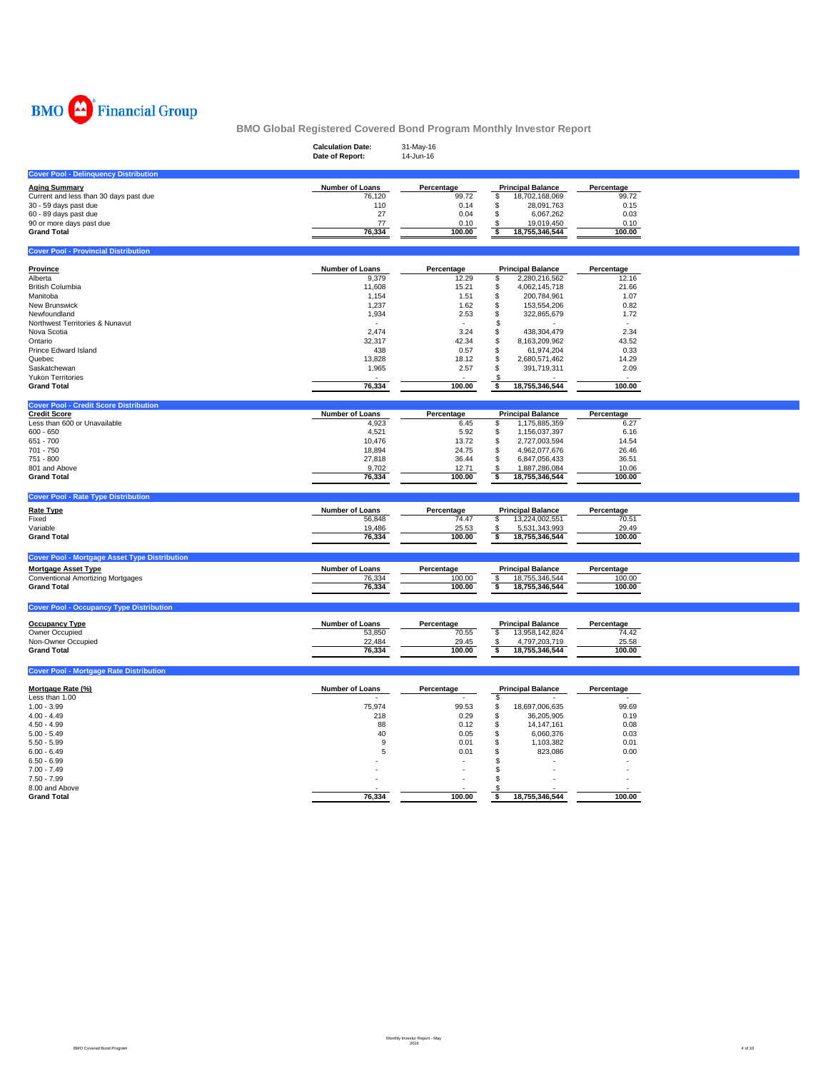BMO Financial Group

# BMO Global Registered Covered Bond Program Monthly Investor Report

**Calculation Date:** 31-May-16
**Date of Report:** 14-Jun-16

## Cover Pool - Delinquency Distribution

| Aging Summary | Number of Loans | Percentage | Principal Balance | Percentage |
|---|---|---|---|---|
| Current and less than 30 days past due | 76,120 | 99.72 | $ 18,702,168,069 | 99.72 |
| 30 - 59 days past due | 110 | 0.14 | $ 28,091,763 | 0.15 |
| 60 - 89 days past due | 27 | 0.04 | $ 6,067,262 | 0.03 |
| 90 or more days past due | 77 | 0.10 | $ 19,019,450 | 0.10 |
| **Grand Total** | **76,334** | **100.00** | **$ 18,755,346,544** | **100.00** |

## Cover Pool - Provincial Distribution

| Province | Number of Loans | Percentage | Principal Balance | Percentage |
|---|---|---|---|---|
| Alberta | 9,379 | 12.29 | $ 2,280,216,562 | 12.16 |
| British Columbia | 11,608 | 15.21 | $ 4,062,145,718 | 21.66 |
| Manitoba | 1,154 | 1.51 | $ 200,784,961 | 1.07 |
| New Brunswick | 1,237 | 1.62 | $ 153,554,206 | 0.82 |
| Newfoundland | 1,934 | 2.53 | $ 322,865,679 | 1.72 |
| Northwest Territories & Nunavut | - | - | $ - | - |
| Nova Scotia | 2,474 | 3.24 | $ 438,304,479 | 2.34 |
| Ontario | 32,317 | 42.34 | $ 8,163,209,962 | 43.52 |
| Prince Edward Island | 438 | 0.57 | $ 61,974,204 | 0.33 |
| Quebec | 13,828 | 18.12 | $ 2,680,571,462 | 14.29 |
| Saskatchewan | 1,965 | 2.57 | $ 391,719,311 | 2.09 |
| Yukon Territories | - | - | $ - | - |
| **Grand Total** | **76,334** | **100.00** | **$ 18,755,346,544** | **100.00** |

## Cover Pool - Credit Score Distribution

| Credit Score | Number of Loans | Percentage | Principal Balance | Percentage |
|---|---|---|---|---|
| Less than 600 or Unavailable | 4,923 | 6.45 | $ 1,175,885,359 | 6.27 |
| 600 - 650 | 4,521 | 5.92 | $ 1,156,037,397 | 6.16 |
| 651 - 700 | 10,476 | 13.72 | $ 2,727,003,594 | 14.54 |
| 701 - 750 | 18,894 | 24.75 | $ 4,962,077,676 | 26.46 |
| 751 - 800 | 27,818 | 36.44 | $ 6,847,056,433 | 36.51 |
| 801 and Above | 9,702 | 12.71 | $ 1,887,286,084 | 10.06 |
| **Grand Total** | **76,334** | **100.00** | **$ 18,755,346,544** | **100.00** |

## Cover Pool - Rate Type Distribution

| Rate Type | Number of Loans | Percentage | Principal Balance | Percentage |
|---|---|---|---|---|
| Fixed | 56,848 | 74.47 | $ 13,224,002,551 | 70.51 |
| Variable | 19,486 | 25.53 | $ 5,531,343,993 | 29.49 |
| **Grand Total** | **76,334** | **100.00** | **$ 18,755,346,544** | **100.00** |

## Cover Pool - Mortgage Asset Type Distribution

| Mortgage Asset Type | Number of Loans | Percentage | Principal Balance | Percentage |
|---|---|---|---|---|
| Conventional Amortizing Mortgages | 76,334 | 100.00 | $ 18,755,346,544 | 100.00 |
| **Grand Total** | **76,334** | **100.00** | **$ 18,755,346,544** | **100.00** |

## Cover Pool - Occupancy Type Distribution

| Occupancy Type | Number of Loans | Percentage | Principal Balance | Percentage |
|---|---|---|---|---|
| Owner Occupied | 53,850 | 70.55 | $ 13,958,142,824 | 74.42 |
| Non-Owner Occupied | 22,484 | 29.45 | $ 4,797,203,719 | 25.58 |
| **Grand Total** | **76,334** | **100.00** | **$ 18,755,346,544** | **100.00** |

## Cover Pool - Mortgage Rate Distribution

| Mortgage Rate (%) | Number of Loans | Percentage | Principal Balance | Percentage |
|---|---|---|---|---|
| Less than 1.00 | - | - | $ - | - |
| 1.00 - 3.99 | 75,974 | 99.53 | $ 18,697,006,635 | 99.69 |
| 4.00 - 4.49 | 218 | 0.29 | $ 36,205,905 | 0.19 |
| 4.50 - 4.99 | 88 | 0.12 | $ 14,147,161 | 0.08 |
| 5.00 - 5.49 | 40 | 0.05 | $ 6,060,376 | 0.03 |
| 5.50 - 5.99 | 9 | 0.01 | $ 1,103,382 | 0.01 |
| 6.00 - 6.49 | 5 | 0.01 | $ 823,086 | 0.00 |
| 6.50 - 6.99 | - | - | $ - | - |
| 7.00 - 7.49 | - | - | $ - | - |
| 7.50 - 7.99 | - | - | $ - | - |
| 8.00 and Above | - | - | $ - | - |
| **Grand Total** | **76,334** | **100.00** | **$ 18,755,346,544** | **100.00** |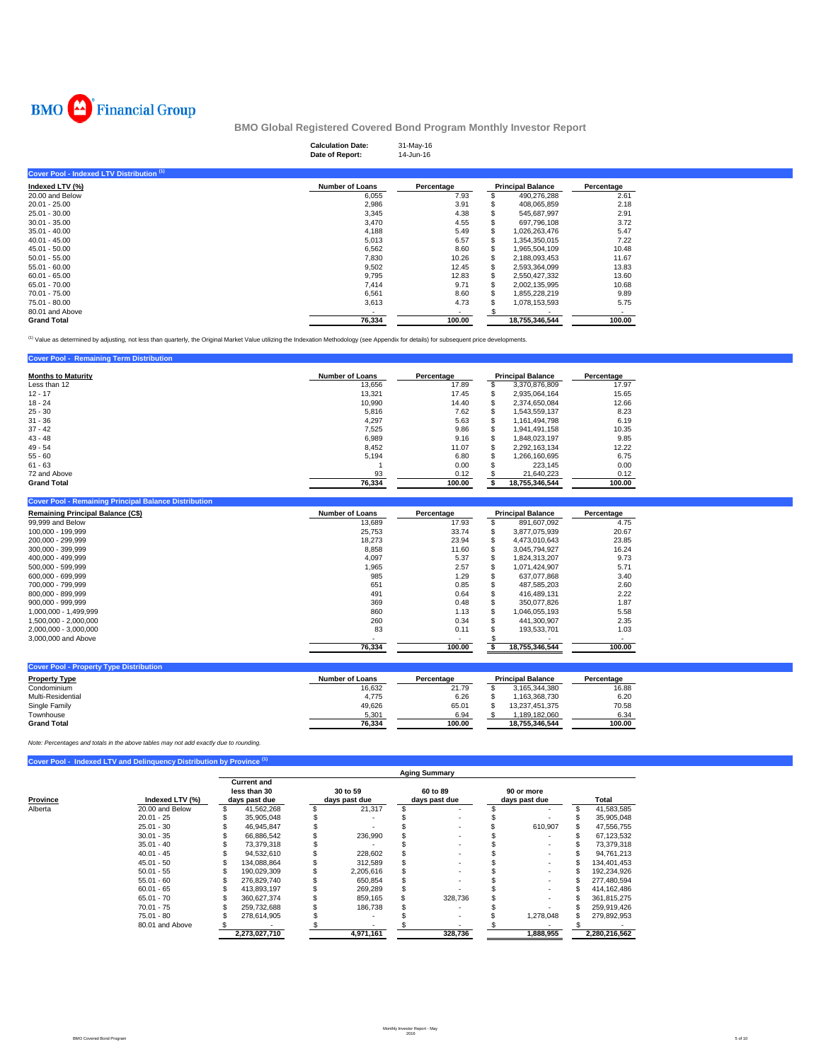BMO Financial Group

## BMO Global Registered Covered Bond Program Monthly Investor Report

**Calculation Date:** 31-May-16
**Date of Report:** 14-Jun-16

### Cover Pool - Indexed LTV Distribution [1]

| Indexed LTV (%) | Number of Loans | Percentage | Principal Balance | Percentage |
|---|---|---|---|---|
| 20.00 and Below | 6,055 | 7.93 | $ 490,276,288 | 2.61 |
| 20.01 - 25.00 | 2,986 | 3.91 | $ 408,065,859 | 2.18 |
| 25.01 - 30.00 | 3,345 | 4.38 | $ 545,687,997 | 2.91 |
| 30.01 - 35.00 | 3,470 | 4.55 | $ 697,796,108 | 3.72 |
| 35.01 - 40.00 | 4,188 | 5.49 | $ 1,026,263,476 | 5.47 |
| 40.01 - 45.00 | 5,013 | 6.57 | $ 1,354,350,015 | 7.22 |
| 45.01 - 50.00 | 6,562 | 8.60 | $ 1,965,504,109 | 10.48 |
| 50.01 - 55.00 | 7,830 | 10.26 | $ 2,188,093,453 | 11.67 |
| 55.01 - 60.00 | 9,502 | 12.45 | $ 2,593,364,099 | 13.83 |
| 60.01 - 65.00 | 9,795 | 12.83 | $ 2,550,427,332 | 13.60 |
| 65.01 - 70.00 | 7,414 | 9.71 | $ 2,002,135,995 | 10.68 |
| 70.01 - 75.00 | 6,561 | 8.60 | $ 1,855,228,219 | 9.89 |
| 75.01 - 80.00 | 3,613 | 4.73 | $ 1,078,153,593 | 5.75 |
| 80.01 and Above | - | - | $ - | - |
| **Grand Total** | **76,334** | **100.00** | **18,755,346,544** | **100.00** |

[1] Value as determined by adjusting, not less than quarterly, the Original Market Value utilizing the Indexation Methodology (see Appendix for details) for subsequent price developments.

### Cover Pool - Remaining Term Distribution

| Months to Maturity | Number of Loans | Percentage | Principal Balance | Percentage |
|---|---|---|---|---|
| Less than 12 | 13,656 | 17.89 | $ 3,370,876,809 | 17.97 |
| 12 - 17 | 13,321 | 17.45 | $ 2,935,064,164 | 15.65 |
| 18 - 24 | 10,990 | 14.40 | $ 2,374,650,084 | 12.66 |
| 25 - 30 | 5,816 | 7.62 | $ 1,543,559,137 | 8.23 |
| 31 - 36 | 4,297 | 5.63 | $ 1,161,494,798 | 6.19 |
| 37 - 42 | 7,525 | 9.86 | $ 1,941,491,158 | 10.35 |
| 43 - 48 | 6,989 | 9.16 | $ 1,848,023,197 | 9.85 |
| 49 - 54 | 8,452 | 11.07 | $ 2,292,163,134 | 12.22 |
| 55 - 60 | 5,194 | 6.80 | $ 1,266,160,695 | 6.75 |
| 61 - 63 | 1 | 0.00 | $ 223,145 | 0.00 |
| 72 and Above | 93 | 0.12 | $ 21,640,223 | 0.12 |
| **Grand Total** | **76,334** | **100.00** | **$ 18,755,346,544** | **100.00** |

### Cover Pool - Remaining Principal Balance Distribution

| Remaining Principal Balance (C$) | Number of Loans | Percentage | Principal Balance | Percentage |
|---|---|---|---|---|
| 99,999 and Below | 13,689 | 17.93 | $ 891,607,092 | 4.75 |
| 100,000 - 199,999 | 25,753 | 33.74 | $ 3,877,075,939 | 20.67 |
| 200,000 - 299,999 | 18,273 | 23.94 | $ 4,473,010,643 | 23.85 |
| 300,000 - 399,999 | 8,858 | 11.60 | $ 3,045,794,927 | 16.24 |
| 400,000 - 499,999 | 4,097 | 5.37 | $ 1,824,313,207 | 9.73 |
| 500,000 - 599,999 | 1,965 | 2.57 | $ 1,071,424,907 | 5.71 |
| 600,000 - 699,999 | 985 | 1.29 | $ 637,077,868 | 3.40 |
| 700,000 - 799,999 | 651 | 0.85 | $ 487,585,203 | 2.60 |
| 800,000 - 899,999 | 491 | 0.64 | $ 416,489,131 | 2.22 |
| 900,000 - 999,999 | 369 | 0.48 | $ 350,077,826 | 1.87 |
| 1,000,000 - 1,499,999 | 860 | 1.13 | $ 1,046,055,193 | 5.58 |
| 1,500,000 - 2,000,000 | 260 | 0.34 | $ 441,300,907 | 2.35 |
| 2,000,000 - 3,000,000 | 83 | 0.11 | $ 193,533,701 | 1.03 |
| 3,000,000 and Above | - | - | $ - | - |
| | **76,334** | **100.00** | **$ 18,755,346,544** | **100.00** |

### Cover Pool - Property Type Distribution

| Property Type | Number of Loans | Percentage | Principal Balance | Percentage |
|---|---|---|---|---|
| Condominium | 16,632 | 21.79 | $ 3,165,344,380 | 16.88 |
| Multi-Residential | 4,775 | 6.26 | $ 1,163,368,730 | 6.20 |
| Single Family | 49,626 | 65.01 | $ 13,237,451,375 | 70.58 |
| Townhouse | 5,301 | 6.94 | $ 1,189,182,060 | 6.34 |
| **Grand Total** | **76,334** | **100.00** | **18,755,346,544** | **100.00** |

*Note: Percentages and totals in the above tables may not add exactly due to rounding.*

### Cover Pool - Indexed LTV and Delinquency Distribution by Province [1]

| | | Aging Summary | | | | |
|---|---|---|---|---|---|---|
| **Province** | **Indexed LTV (%)** | **Current and less than 30 days past due** | **30 to 59 days past due** | **60 to 89 days past due** | **90 or more days past due** | **Total** |
| Alberta | 20.00 and Below | $ 41,562,268 | $ 21,317 | $ - | $ - | $ 41,583,585 |
| | 20.01 - 25 | $ 35,905,048 | $ - | $ - | $ - | $ 35,905,048 |
| | 25.01 - 30 | $ 46,945,847 | $ - | $ - | $ 610,907 | $ 47,556,755 |
| | 30.01 - 35 | $ 66,886,542 | $ 236,990 | $ - | $ - | $ 67,123,532 |
| | 35.01 - 40 | $ 73,379,318 | $ - | $ - | $ - | $ 73,379,318 |
| | 40.01 - 45 | $ 94,532,610 | $ 228,602 | $ - | $ - | $ 94,761,213 |
| | 45.01 - 50 | $ 134,088,864 | $ 312,589 | $ - | $ - | $ 134,401,453 |
| | 50.01 - 55 | $ 190,029,309 | $ 2,205,616 | $ - | $ - | $ 192,234,926 |
| | 55.01 - 60 | $ 276,829,740 | $ 650,854 | $ - | $ - | $ 277,480,594 |
| | 60.01 - 65 | $ 413,893,197 | $ 269,289 | $ - | $ - | $ 414,162,486 |
| | 65.01 - 70 | $ 360,627,374 | $ 859,165 | $ 328,736 | $ - | $ 361,815,275 |
| | 70.01 - 75 | $ 259,732,688 | $ 186,738 | $ - | $ - | $ 259,919,426 |
| | 75.01 - 80 | $ 278,614,905 | $ - | $ - | $ 1,278,048 | $ 279,892,953 |
| | 80.01 and Above | $ - | $ - | $ - | $ - | $ - |
| | | **2,273,027,710** | **4,971,161** | **328,736** | **1,888,955** | **2,280,216,562** |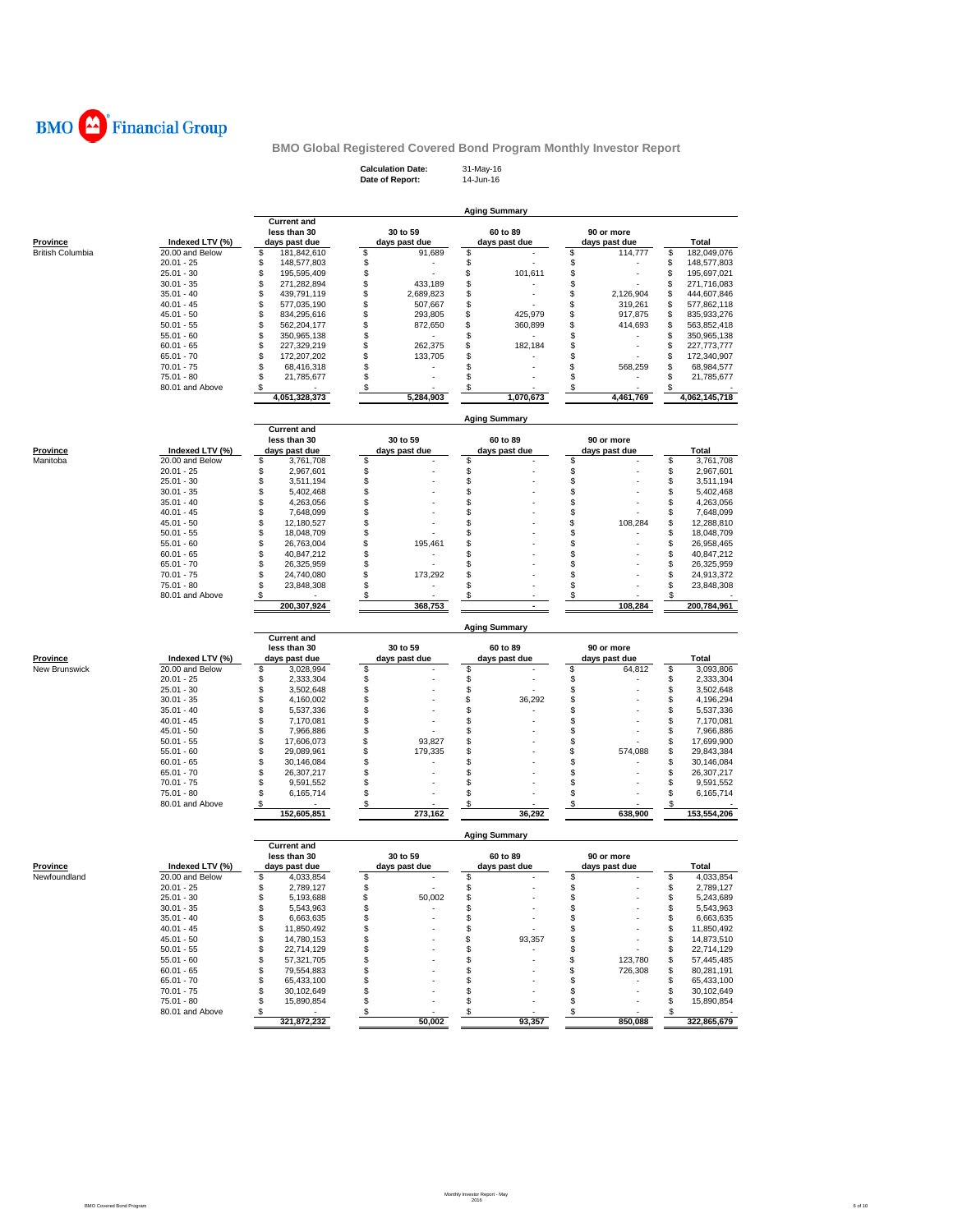# BMO Financial Group

## BMO Global Registered Covered Bond Program Monthly Investor Report

**Calculation Date:** 31-May-16
**Date of Report:** 14-Jun-16

### Aging Summary

| Province | Indexed LTV (%) | Current and less than 30 days past due | 30 to 59 days past due | 60 to 89 days past due | 90 or more days past due | Total |
|---|---|---|---|---|---|---|
| British Columbia | 20.00 and Below | $ 181,842,610 | $ 91,689 | $ - | $ 114,777 | $ 182,049,076 |
| | 20.01 - 25 | $ 148,577,803 | $ - | $ - | $ - | $ 148,577,803 |
| | 25.01 - 30 | $ 195,595,409 | $ - | $ 101,611 | $ - | $ 195,697,021 |
| | 30.01 - 35 | $ 271,282,894 | $ 433,189 | $ - | $ - | $ 271,716,083 |
| | 35.01 - 40 | $ 439,791,119 | $ 2,689,823 | $ - | $ 2,126,904 | $ 444,607,846 |
| | 40.01 - 45 | $ 577,035,190 | $ 507,667 | $ - | $ 319,261 | $ 577,862,118 |
| | 45.01 - 50 | $ 834,295,616 | $ 293,805 | $ 425,979 | $ 917,875 | $ 835,933,276 |
| | 50.01 - 55 | $ 562,204,177 | $ 872,650 | $ 360,899 | $ 414,693 | $ 563,852,418 |
| | 55.01 - 60 | $ 350,965,138 | $ - | $ - | $ - | $ 350,965,138 |
| | 60.01 - 65 | $ 227,329,219 | $ 262,375 | $ 182,184 | $ - | $ 227,773,777 |
| | 65.01 - 70 | $ 172,207,202 | $ 133,705 | $ - | $ - | $ 172,340,907 |
| | 70.01 - 75 | $ 68,416,318 | $ - | $ - | $ 568,259 | $ 68,984,577 |
| | 75.01 - 80 | $ 21,785,677 | $ - | $ - | $ - | $ 21,785,677 |
| | 80.01 and Above | $ - | $ - | $ - | $ - | $ - |
| | | 4,051,328,373 | 5,284,903 | 1,070,673 | 4,461,769 | 4,062,145,718 |

### Aging Summary

| Province | Indexed LTV (%) | Current and less than 30 days past due | 30 to 59 days past due | 60 to 89 days past due | 90 or more days past due | Total |
|---|---|---|---|---|---|---|
| Manitoba | 20.00 and Below | $ 3,761,708 | $ - | $ - | $ - | $ 3,761,708 |
| | 20.01 - 25 | $ 2,967,601 | $ - | $ - | $ - | $ 2,967,601 |
| | 25.01 - 30 | $ 3,511,194 | $ - | $ - | $ - | $ 3,511,194 |
| | 30.01 - 35 | $ 5,402,468 | $ - | $ - | $ - | $ 5,402,468 |
| | 35.01 - 40 | $ 4,263,056 | $ - | $ - | $ - | $ 4,263,056 |
| | 40.01 - 45 | $ 7,648,099 | $ - | $ - | $ - | $ 7,648,099 |
| | 45.01 - 50 | $ 12,180,527 | $ - | $ - | $ 108,284 | $ 12,288,810 |
| | 50.01 - 55 | $ 18,048,709 | $ - | $ - | $ - | $ 18,048,709 |
| | 55.01 - 60 | $ 26,763,004 | $ 195,461 | $ - | $ - | $ 26,958,465 |
| | 60.01 - 65 | $ 40,847,212 | $ - | $ - | $ - | $ 40,847,212 |
| | 65.01 - 70 | $ 26,325,959 | $ - | $ - | $ - | $ 26,325,959 |
| | 70.01 - 75 | $ 24,740,080 | $ 173,292 | $ - | $ - | $ 24,913,372 |
| | 75.01 - 80 | $ 23,848,308 | $ - | $ - | $ - | $ 23,848,308 |
| | 80.01 and Above | $ - | $ - | $ - | $ - | $ - |
| | | 200,307,924 | 368,753 | - | 108,284 | 200,784,961 |

### Aging Summary

| Province | Indexed LTV (%) | Current and less than 30 days past due | 30 to 59 days past due | 60 to 89 days past due | 90 or more days past due | Total |
|---|---|---|---|---|---|---|
| New Brunswick | 20.00 and Below | $ 3,028,994 | $ - | $ - | $ 64,812 | $ 3,093,806 |
| | 20.01 - 25 | $ 2,333,304 | $ - | $ - | $ - | $ 2,333,304 |
| | 25.01 - 30 | $ 3,502,648 | $ - | $ - | $ - | $ 3,502,648 |
| | 30.01 - 35 | $ 4,160,002 | $ - | $ 36,292 | $ - | $ 4,196,294 |
| | 35.01 - 40 | $ 5,537,336 | $ - | $ - | $ - | $ 5,537,336 |
| | 40.01 - 45 | $ 7,170,081 | $ - | $ - | $ - | $ 7,170,081 |
| | 45.01 - 50 | $ 7,966,886 | $ - | $ - | $ - | $ 7,966,886 |
| | 50.01 - 55 | $ 17,606,073 | $ 93,827 | $ - | $ - | $ 17,699,900 |
| | 55.01 - 60 | $ 29,089,961 | $ 179,335 | $ - | $ 574,088 | $ 29,843,384 |
| | 60.01 - 65 | $ 30,146,084 | $ - | $ - | $ - | $ 30,146,084 |
| | 65.01 - 70 | $ 26,307,217 | $ - | $ - | $ - | $ 26,307,217 |
| | 70.01 - 75 | $ 9,591,552 | $ - | $ - | $ - | $ 9,591,552 |
| | 75.01 - 80 | $ 6,165,714 | $ - | $ - | $ - | $ 6,165,714 |
| | 80.01 and Above | $ - | $ - | $ - | $ - | $ - |
| | | 152,605,851 | 273,162 | 36,292 | 638,900 | 153,554,206 |

### Aging Summary

| Province | Indexed LTV (%) | Current and less than 30 days past due | 30 to 59 days past due | 60 to 89 days past due | 90 or more days past due | Total |
|---|---|---|---|---|---|---|
| Newfoundland | 20.00 and Below | $ 4,033,854 | $ - | $ - | $ - | $ 4,033,854 |
| | 20.01 - 25 | $ 2,789,127 | $ - | $ - | $ - | $ 2,789,127 |
| | 25.01 - 30 | $ 5,193,688 | $ 50,002 | $ - | $ - | $ 5,243,689 |
| | 30.01 - 35 | $ 5,543,963 | $ - | $ - | $ - | $ 5,543,963 |
| | 35.01 - 40 | $ 6,663,635 | $ - | $ - | $ - | $ 6,663,635 |
| | 40.01 - 45 | $ 11,850,492 | $ - | $ - | $ - | $ 11,850,492 |
| | 45.01 - 50 | $ 14,780,153 | $ - | $ 93,357 | $ - | $ 14,873,510 |
| | 50.01 - 55 | $ 22,714,129 | $ - | $ - | $ - | $ 22,714,129 |
| | 55.01 - 60 | $ 57,321,705 | $ - | $ - | $ 123,780 | $ 57,445,485 |
| | 60.01 - 65 | $ 79,554,883 | $ - | $ - | $ 726,308 | $ 80,281,191 |
| | 65.01 - 70 | $ 65,433,100 | $ - | $ - | $ - | $ 65,433,100 |
| | 70.01 - 75 | $ 30,102,649 | $ - | $ - | $ - | $ 30,102,649 |
| | 75.01 - 80 | $ 15,890,854 | $ - | $ - | $ - | $ 15,890,854 |
| | 80.01 and Above | $ - | $ - | $ - | $ - | $ - |
| | | 321,872,232 | 50,002 | 93,357 | 850,088 | 322,865,679 |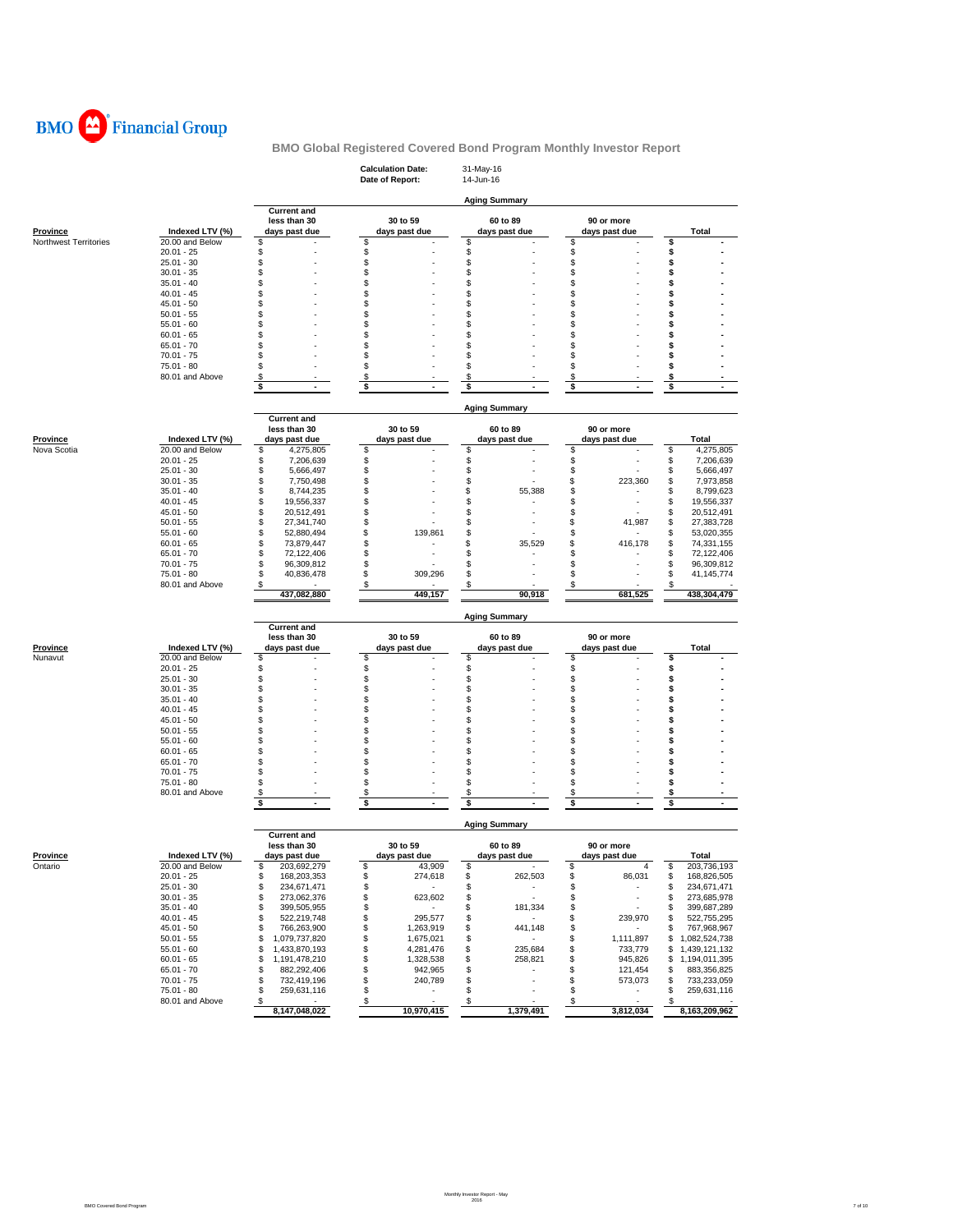BMO Financial Group

# BMO Global Registered Covered Bond Program Monthly Investor Report

**Calculation Date:** 31-May-16
**Date of Report:** 14-Jun-16

## Aging Summary

| Province | Indexed LTV (%) | Current and less than 30 days past due | 30 to 59 days past due | 60 to 89 days past due | 90 or more days past due | Total |
|---|---|---|---|---|---|---|
| Northwest Territories | 20.00 and Below | $ - | $ - | $ - | $ - | $ - |
| | 20.01 - 25 | $ - | $ - | $ - | $ - | $ - |
| | 25.01 - 30 | $ - | $ - | $ - | $ - | $ - |
| | 30.01 - 35 | $ - | $ - | $ - | $ - | $ - |
| | 35.01 - 40 | $ - | $ - | $ - | $ - | $ - |
| | 40.01 - 45 | $ - | $ - | $ - | $ - | $ - |
| | 45.01 - 50 | $ - | $ - | $ - | $ - | $ - |
| | 50.01 - 55 | $ - | $ - | $ - | $ - | $ - |
| | 55.01 - 60 | $ - | $ - | $ - | $ - | $ - |
| | 60.01 - 65 | $ - | $ - | $ - | $ - | $ - |
| | 65.01 - 70 | $ - | $ - | $ - | $ - | $ - |
| | 70.01 - 75 | $ - | $ - | $ - | $ - | $ - |
| | 75.01 - 80 | $ - | $ - | $ - | $ - | $ - |
| | 80.01 and Above | $ - | $ - | $ - | $ - | $ - |
| | | $ - | $ - | $ - | $ - | $ - |

## Aging Summary

| Province | Indexed LTV (%) | Current and less than 30 days past due | 30 to 59 days past due | 60 to 89 days past due | 90 or more days past due | Total |
|---|---|---|---|---|---|---|
| Nova Scotia | 20.00 and Below | $ 4,275,805 | $ - | $ - | $ - | $ 4,275,805 |
| | 20.01 - 25 | $ 7,206,639 | $ - | $ - | $ - | $ 7,206,639 |
| | 25.01 - 30 | $ 5,666,497 | $ - | $ - | $ - | $ 5,666,497 |
| | 30.01 - 35 | $ 7,750,498 | $ - | $ - | $ 223,360 | $ 7,973,858 |
| | 35.01 - 40 | $ 8,744,235 | $ - | $ 55,388 | $ - | $ 8,799,623 |
| | 40.01 - 45 | $ 19,556,337 | $ - | $ - | $ - | $ 19,556,337 |
| | 45.01 - 50 | $ 20,512,491 | $ - | $ - | $ - | $ 20,512,491 |
| | 50.01 - 55 | $ 27,341,740 | $ - | $ - | $ 41,987 | $ 27,383,728 |
| | 55.01 - 60 | $ 52,880,494 | $ 139,861 | $ - | $ - | $ 53,020,355 |
| | 60.01 - 65 | $ 73,879,447 | $ - | $ 35,529 | $ 416,178 | $ 74,331,155 |
| | 65.01 - 70 | $ 72,122,406 | $ - | $ - | $ - | $ 72,122,406 |
| | 70.01 - 75 | $ 96,309,812 | $ - | $ - | $ - | $ 96,309,812 |
| | 75.01 - 80 | $ 40,836,478 | $ 309,296 | $ - | $ - | $ 41,145,774 |
| | 80.01 and Above | $ - | $ - | $ - | $ - | $ - |
| | | 437,082,880 | 449,157 | 90,918 | 681,525 | 438,304,479 |

## Aging Summary

| Province | Indexed LTV (%) | Current and less than 30 days past due | 30 to 59 days past due | 60 to 89 days past due | 90 or more days past due | Total |
|---|---|---|---|---|---|---|
| Nunavut | 20.00 and Below | $ - | $ - | $ - | $ - | $ - |
| | 20.01 - 25 | $ - | $ - | $ - | $ - | $ - |
| | 25.01 - 30 | $ - | $ - | $ - | $ - | $ - |
| | 30.01 - 35 | $ - | $ - | $ - | $ - | $ - |
| | 35.01 - 40 | $ - | $ - | $ - | $ - | $ - |
| | 40.01 - 45 | $ - | $ - | $ - | $ - | $ - |
| | 45.01 - 50 | $ - | $ - | $ - | $ - | $ - |
| | 50.01 - 55 | $ - | $ - | $ - | $ - | $ - |
| | 55.01 - 60 | $ - | $ - | $ - | $ - | $ - |
| | 60.01 - 65 | $ - | $ - | $ - | $ - | $ - |
| | 65.01 - 70 | $ - | $ - | $ - | $ - | $ - |
| | 70.01 - 75 | $ - | $ - | $ - | $ - | $ - |
| | 75.01 - 80 | $ - | $ - | $ - | $ - | $ - |
| | 80.01 and Above | $ - | $ - | $ - | $ - | $ - |
| | | $ - | $ - | $ - | $ - | $ - |

## Aging Summary

| Province | Indexed LTV (%) | Current and less than 30 days past due | 30 to 59 days past due | 60 to 89 days past due | 90 or more days past due | Total |
|---|---|---|---|---|---|---|
| Ontario | 20.00 and Below | $ 203,692,279 | $ 43,909 | $ - | $ 4 | $ 203,736,193 |
| | 20.01 - 25 | $ 168,203,353 | $ 274,618 | $ 262,503 | $ 86,031 | $ 168,826,505 |
| | 25.01 - 30 | $ 234,671,471 | $ - | $ - | $ - | $ 234,671,471 |
| | 30.01 - 35 | $ 273,062,376 | $ 623,602 | $ - | $ - | $ 273,685,978 |
| | 35.01 - 40 | $ 399,505,955 | $ - | $ 181,334 | $ - | $ 399,687,289 |
| | 40.01 - 45 | $ 522,219,748 | $ 295,577 | $ - | $ 239,970 | $ 522,755,295 |
| | 45.01 - 50 | $ 766,263,900 | $ 1,263,919 | $ 441,148 | $ - | $ 767,968,967 |
| | 50.01 - 55 | $ 1,079,737,820 | $ 1,675,021 | $ - | $ 1,111,897 | $ 1,082,524,738 |
| | 55.01 - 60 | $ 1,433,870,193 | $ 4,281,476 | $ 235,684 | $ 733,779 | $ 1,439,121,132 |
| | 60.01 - 65 | $ 1,191,478,210 | $ 1,328,538 | $ 258,821 | $ 945,826 | $ 1,194,011,395 |
| | 65.01 - 70 | $ 882,292,406 | $ 942,965 | $ - | $ 121,454 | $ 883,356,825 |
| | 70.01 - 75 | $ 732,419,196 | $ 240,789 | $ - | $ 573,073 | $ 733,233,059 |
| | 75.01 - 80 | $ 259,631,116 | $ - | $ - | $ - | $ 259,631,116 |
| | 80.01 and Above | $ - | $ - | $ - | $ - | $ - |
| | | 8,147,048,022 | 10,970,415 | 1,379,491 | 3,812,034 | 8,163,209,962 |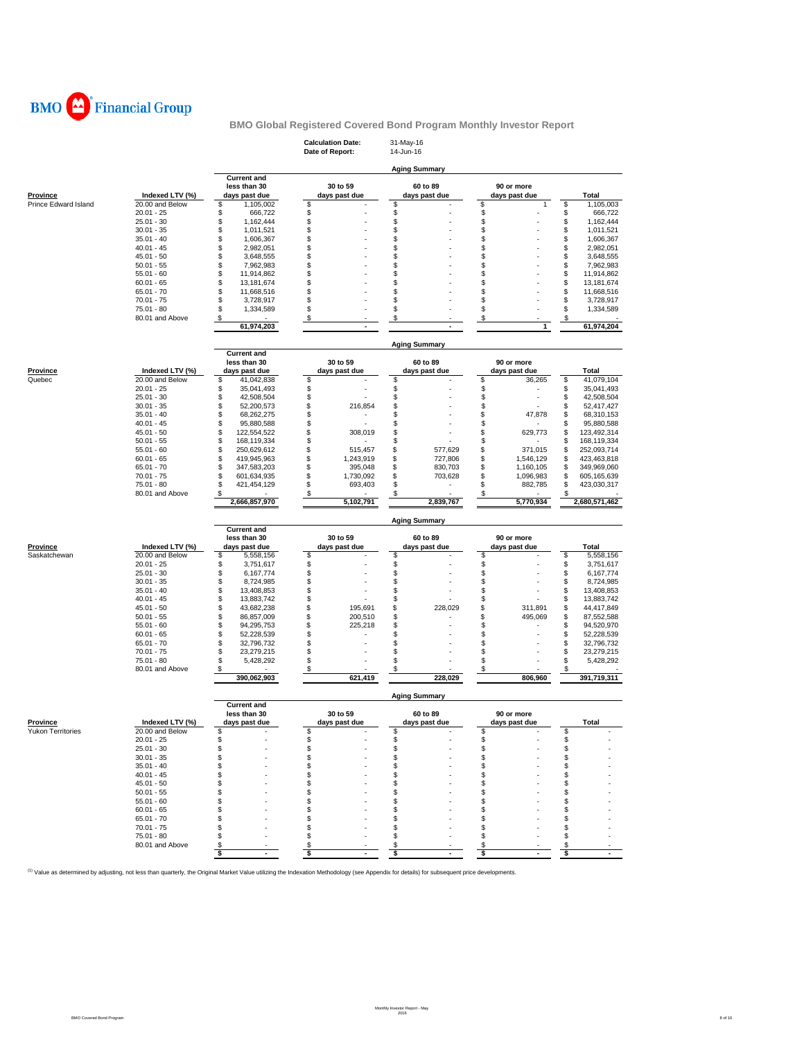BMO Financial Group

## BMO Global Registered Covered Bond Program Monthly Investor Report

**Calculation Date:** 31-May-16
**Date of Report:** 14-Jun-16

### Aging Summary

| Province | Indexed LTV (%) | Current and less than 30 days past due | 30 to 59 days past due | 60 to 89 days past due | 90 or more days past due | Total |
|---|---|---|---|---|---|---|
| Prince Edward Island | 20.00 and Below | $ 1,105,002 | $ - | $ - | $ 1 | $ 1,105,003 |
| | 20.01 - 25 | $ 666,722 | $ - | $ - | $ - | $ 666,722 |
| | 25.01 - 30 | $ 1,162,444 | $ - | $ - | $ - | $ 1,162,444 |
| | 30.01 - 35 | $ 1,011,521 | $ - | $ - | $ - | $ 1,011,521 |
| | 35.01 - 40 | $ 1,606,367 | $ - | $ - | $ - | $ 1,606,367 |
| | 40.01 - 45 | $ 2,982,051 | $ - | $ - | $ - | $ 2,982,051 |
| | 45.01 - 50 | $ 3,648,555 | $ - | $ - | $ - | $ 3,648,555 |
| | 50.01 - 55 | $ 7,962,983 | $ - | $ - | $ - | $ 7,962,983 |
| | 55.01 - 60 | $ 11,914,862 | $ - | $ - | $ - | $ 11,914,862 |
| | 60.01 - 65 | $ 13,181,674 | $ - | $ - | $ - | $ 13,181,674 |
| | 65.01 - 70 | $ 11,668,516 | $ - | $ - | $ - | $ 11,668,516 |
| | 70.01 - 75 | $ 3,728,917 | $ - | $ - | $ - | $ 3,728,917 |
| | 75.01 - 80 | $ 1,334,589 | $ - | $ - | $ - | $ 1,334,589 |
| | 80.01 and Above | $ - | $ - | $ - | $ - | $ - |
| | | **61,974,203** | **-** | **-** | **1** | **61,974,204** |

### Aging Summary

| Province | Indexed LTV (%) | Current and less than 30 days past due | 30 to 59 days past due | 60 to 89 days past due | 90 or more days past due | Total |
|---|---|---|---|---|---|---|
| Quebec | 20.00 and Below | $ 41,042,838 | $ - | $ - | $ 36,265 | $ 41,079,104 |
| | 20.01 - 25 | $ 35,041,493 | $ - | $ - | $ - | $ 35,041,493 |
| | 25.01 - 30 | $ 42,508,504 | $ - | $ - | $ - | $ 42,508,504 |
| | 30.01 - 35 | $ 52,200,573 | $ 216,854 | $ - | $ - | $ 52,417,427 |
| | 35.01 - 40 | $ 68,262,275 | $ - | $ - | $ 47,878 | $ 68,310,153 |
| | 40.01 - 45 | $ 95,880,588 | $ - | $ - | $ - | $ 95,880,588 |
| | 45.01 - 50 | $ 122,554,522 | $ 308,019 | $ - | $ 629,773 | $ 123,492,314 |
| | 50.01 - 55 | $ 168,119,334 | $ - | $ - | $ - | $ 168,119,334 |
| | 55.01 - 60 | $ 250,629,612 | $ 515,457 | $ 577,629 | $ 371,015 | $ 252,093,714 |
| | 60.01 - 65 | $ 419,945,963 | $ 1,243,919 | $ 727,806 | $ 1,546,129 | $ 423,463,818 |
| | 65.01 - 70 | $ 347,583,203 | $ 395,048 | $ 830,703 | $ 1,160,105 | $ 349,969,060 |
| | 70.01 - 75 | $ 601,634,935 | $ 1,730,092 | $ 703,628 | $ 1,096,983 | $ 605,165,639 |
| | 75.01 - 80 | $ 421,454,129 | $ 693,403 | $ - | $ 882,785 | $ 423,030,317 |
| | 80.01 and Above | $ - | $ - | $ - | $ - | $ - |
| | | **2,666,857,970** | **5,102,791** | **2,839,767** | **5,770,934** | **2,680,571,462** |

### Aging Summary

| Province | Indexed LTV (%) | Current and less than 30 days past due | 30 to 59 days past due | 60 to 89 days past due | 90 or more days past due | Total |
|---|---|---|---|---|---|---|
| Saskatchewan | 20.00 and Below | $ 5,558,156 | $ - | $ - | $ - | $ 5,558,156 |
| | 20.01 - 25 | $ 3,751,617 | $ - | $ - | $ - | $ 3,751,617 |
| | 25.01 - 30 | $ 6,167,774 | $ - | $ - | $ - | $ 6,167,774 |
| | 30.01 - 35 | $ 8,724,985 | $ - | $ - | $ - | $ 8,724,985 |
| | 35.01 - 40 | $ 13,408,853 | $ - | $ - | $ - | $ 13,408,853 |
| | 40.01 - 45 | $ 13,883,742 | $ - | $ - | $ - | $ 13,883,742 |
| | 45.01 - 50 | $ 43,682,238 | $ 195,691 | $ 228,029 | $ 311,891 | $ 44,417,849 |
| | 50.01 - 55 | $ 86,857,009 | $ 200,510 | $ - | $ 495,069 | $ 87,552,588 |
| | 55.01 - 60 | $ 94,295,753 | $ 225,218 | $ - | $ - | $ 94,520,970 |
| | 60.01 - 65 | $ 52,228,539 | $ - | $ - | $ - | $ 52,228,539 |
| | 65.01 - 70 | $ 32,796,732 | $ - | $ - | $ - | $ 32,796,732 |
| | 70.01 - 75 | $ 23,279,215 | $ - | $ - | $ - | $ 23,279,215 |
| | 75.01 - 80 | $ 5,428,292 | $ - | $ - | $ - | $ 5,428,292 |
| | 80.01 and Above | $ - | $ - | $ - | $ - | $ - |
| | | **390,062,903** | **621,419** | **228,029** | **806,960** | **391,719,311** |

### Aging Summary

| Province | Indexed LTV (%) | Current and less than 30 days past due | 30 to 59 days past due | 60 to 89 days past due | 90 or more days past due | Total |
|---|---|---|---|---|---|---|
| Yukon Territories | 20.00 and Below | $ - | $ - | $ - | $ - | $ - |
| | 20.01 - 25 | $ - | $ - | $ - | $ - | $ - |
| | 25.01 - 30 | $ - | $ - | $ - | $ - | $ - |
| | 30.01 - 35 | $ - | $ - | $ - | $ - | $ - |
| | 35.01 - 40 | $ - | $ - | $ - | $ - | $ - |
| | 40.01 - 45 | $ - | $ - | $ - | $ - | $ - |
| | 45.01 - 50 | $ - | $ - | $ - | $ - | $ - |
| | 50.01 - 55 | $ - | $ - | $ - | $ - | $ - |
| | 55.01 - 60 | $ - | $ - | $ - | $ - | $ - |
| | 60.01 - 65 | $ - | $ - | $ - | $ - | $ - |
| | 65.01 - 70 | $ - | $ - | $ - | $ - | $ - |
| | 70.01 - 75 | $ - | $ - | $ - | $ - | $ - |
| | 75.01 - 80 | $ - | $ - | $ - | $ - | $ - |
| | 80.01 and Above | $ - | $ - | $ - | $ - | $ - |
| | | **$ -** | **$ -** | **$ -** | **$ -** | **$ -** |

[1] Value as determined by adjusting, not less than quarterly, the Original Market Value utilizing the Indexation Methodology (see Appendix for details) for subsequent price developments.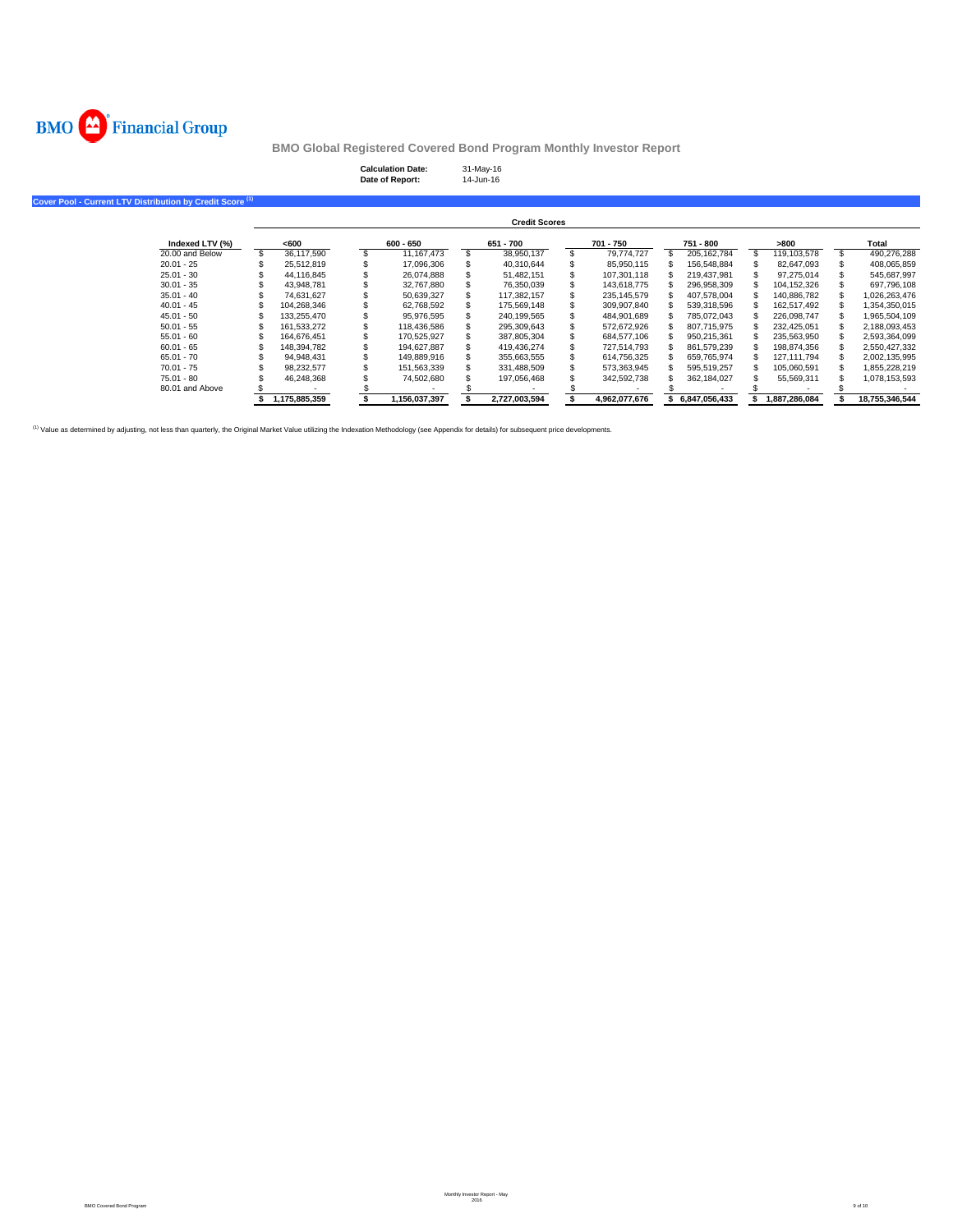# BMO Financial Group

## BMO Global Registered Covered Bond Program Monthly Investor Report

**Calculation Date:** 31-May-16
**Date of Report:** 14-Jun-16

### Cover Pool - Current LTV Distribution by Credit Score [(1)]

| | Credit Scores | | | | | | |
|---|---|---|---|---|---|---|---|
| **Indexed LTV (%)** | **<600** | **600 - 650** | **651 - 700** | **701 - 750** | **751 - 800** | **>800** | **Total** |
| 20.00 and Below | $ 36,117,590 | $ 11,167,473 | $ 38,950,137 | $ 79,774,727 | $ 205,162,784 | $ 119,103,578 | $ 490,276,288 |
| 20.01 - 25 | $ 25,512,819 | $ 17,096,306 | $ 40,310,644 | $ 85,950,115 | $ 156,548,884 | $ 82,647,093 | $ 408,065,859 |
| 25.01 - 30 | $ 44,116,845 | $ 26,074,888 | $ 51,482,151 | $ 107,301,118 | $ 219,437,981 | $ 97,275,014 | $ 545,687,997 |
| 30.01 - 35 | $ 43,948,781 | $ 32,767,880 | $ 76,350,039 | $ 143,618,775 | $ 296,958,309 | $ 104,152,326 | $ 697,796,108 |
| 35.01 - 40 | $ 74,631,627 | $ 50,639,327 | $ 117,382,157 | $ 235,145,579 | $ 407,578,004 | $ 140,886,782 | $ 1,026,263,476 |
| 40.01 - 45 | $ 104,268,346 | $ 62,768,592 | $ 175,569,148 | $ 309,907,840 | $ 539,318,596 | $ 162,517,492 | $ 1,354,350,015 |
| 45.01 - 50 | $ 133,255,470 | $ 95,976,595 | $ 240,199,565 | $ 484,901,689 | $ 785,072,043 | $ 226,098,747 | $ 1,965,504,109 |
| 50.01 - 55 | $ 161,533,272 | $ 118,436,586 | $ 295,309,643 | $ 572,672,926 | $ 807,715,975 | $ 232,425,051 | $ 2,188,093,453 |
| 55.01 - 60 | $ 164,676,451 | $ 170,525,927 | $ 387,805,304 | $ 684,577,106 | $ 950,215,361 | $ 235,563,950 | $ 2,593,364,099 |
| 60.01 - 65 | $ 148,394,782 | $ 194,627,887 | $ 419,436,274 | $ 727,514,793 | $ 861,579,239 | $ 198,874,356 | $ 2,550,427,332 |
| 65.01 - 70 | $ 94,948,431 | $ 149,889,916 | $ 355,663,555 | $ 614,756,325 | $ 659,765,974 | $ 127,111,794 | $ 2,002,135,995 |
| 70.01 - 75 | $ 98,232,577 | $ 151,563,339 | $ 331,488,509 | $ 573,363,945 | $ 595,519,257 | $ 105,060,591 | $ 1,855,228,219 |
| 75.01 - 80 | $ 46,248,368 | $ 74,502,680 | $ 197,056,468 | $ 342,592,738 | $ 362,184,027 | $ 55,569,311 | $ 1,078,153,593 |
| 80.01 and Above | $ - | $ - | $ - | $ - | $ - | $ - | $ - |
| | **$ 1,175,885,359** | **$ 1,156,037,397** | **$ 2,727,003,594** | **$ 4,962,077,676** | **$ 6,847,056,433** | **$ 1,887,286,084** | **$ 18,755,346,544** |

[(1)] Value as determined by adjusting, not less than quarterly, the Original Market Value utilizing the Indexation Methodology (see Appendix for details) for subsequent price developments.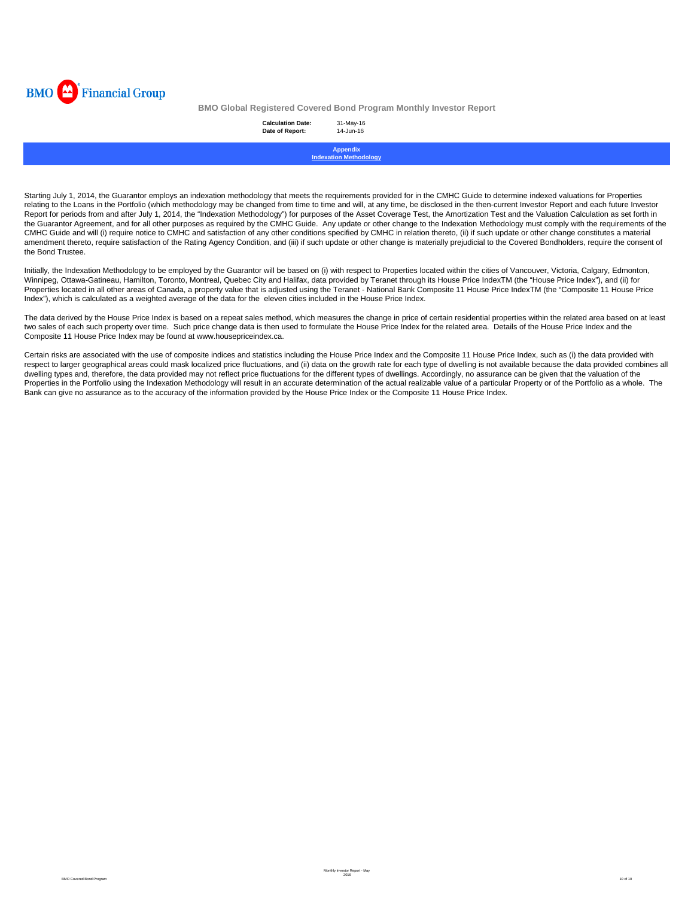BMO Financial Group

**BMO Global Registered Covered Bond Program Monthly Investor Report**

| | |
|---|---|
| **Calculation Date:** | 31-May-16 |
| **Date of Report:** | 14-Jun-16 |

## Appendix
### Indexation Methodology

Starting July 1, 2014, the Guarantor employs an indexation methodology that meets the requirements provided for in the CMHC Guide to determine indexed valuations for Properties relating to the Loans in the Portfolio (which methodology may be changed from time to time and will, at any time, be disclosed in the then-current Investor Report and each future Investor Report for periods from and after July 1, 2014, the "Indexation Methodology") for purposes of the Asset Coverage Test, the Amortization Test and the Valuation Calculation as set forth in the Guarantor Agreement, and for all other purposes as required by the CMHC Guide. Any update or other change to the Indexation Methodology must comply with the requirements of the CMHC Guide and will (i) require notice to CMHC and satisfaction of any other conditions specified by CMHC in relation thereto, (ii) if such update or other change constitutes a material amendment thereto, require satisfaction of the Rating Agency Condition, and (iii) if such update or other change is materially prejudicial to the Covered Bondholders, require the consent of the Bond Trustee.

Initially, the Indexation Methodology to be employed by the Guarantor will be based on (i) with respect to Properties located within the cities of Vancouver, Victoria, Calgary, Edmonton, Winnipeg, Ottawa-Gatineau, Hamilton, Toronto, Montreal, Quebec City and Halifax, data provided by Teranet through its House Price IndexTM (the "House Price Index"), and (ii) for Properties located in all other areas of Canada, a property value that is adjusted using the Teranet - National Bank Composite 11 House Price IndexTM (the "Composite 11 House Price Index"), which is calculated as a weighted average of the data for the eleven cities included in the House Price Index.

The data derived by the House Price Index is based on a repeat sales method, which measures the change in price of certain residential properties within the related area based on at least two sales of each such property over time. Such price change data is then used to formulate the House Price Index for the related area. Details of the House Price Index and the Composite 11 House Price Index may be found at www.housepriceindex.ca.

Certain risks are associated with the use of composite indices and statistics including the House Price Index and the Composite 11 House Price Index, such as (i) the data provided with respect to larger geographical areas could mask localized price fluctuations, and (ii) data on the growth rate for each type of dwelling is not available because the data provided combines all dwelling types and, therefore, the data provided may not reflect price fluctuations for the different types of dwellings. Accordingly, no assurance can be given that the valuation of the Properties in the Portfolio using the Indexation Methodology will result in an accurate determination of the actual realizable value of a particular Property or of the Portfolio as a whole. The Bank can give no assurance as to the accuracy of the information provided by the House Price Index or the Composite 11 House Price Index.